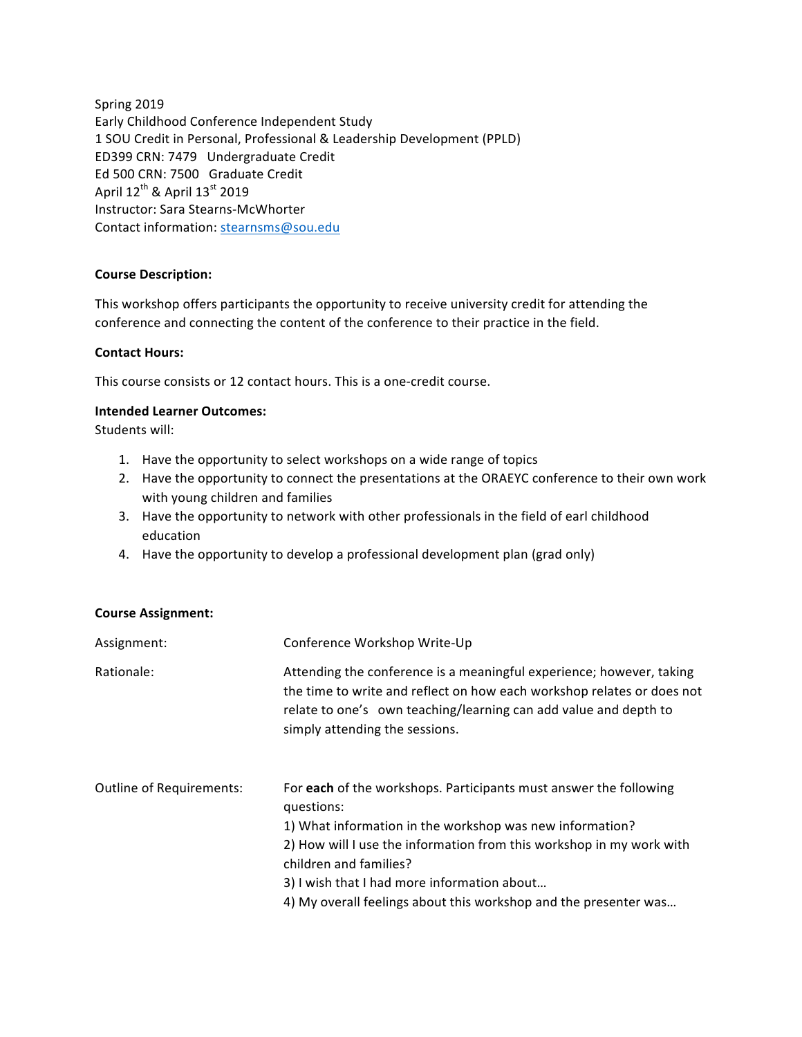Spring 2019
Early Childhood Conference Independent Study
1 SOU Credit in Personal, Professional & Leadership Development (PPLD)
ED399 CRN: 7479 Undergraduate Credit
Ed 500 CRN: 7500 Graduate Credit
April 12th & April 13st 2019
Instructor: Sara Stearns-McWhorter
Contact information: stearnsms@sou.edu

**Course Description:**

This workshop offers participants the opportunity to receive university credit for attending the conference and connecting the content of the conference to their practice in the field.

**Contact Hours:**

This course consists or 12 contact hours. This is a one-credit course.

**Intended Learner Outcomes:**

Students will:

1. Have the opportunity to select workshops on a wide range of topics
2. Have the opportunity to connect the presentations at the ORAEYC conference to their own work with young children and families
3. Have the opportunity to network with other professionals in the field of earl childhood education
4. Have the opportunity to develop a professional development plan (grad only)

**Course Assignment:**

| | |
|---|---|
| Assignment: | Conference Workshop Write-Up |
| Rationale: | Attending the conference is a meaningful experience; however, taking the time to write and reflect on how each workshop relates or does not relate to one's own teaching/learning can add value and depth to simply attending the sessions. |
| Outline of Requirements: | For **each** of the workshops. Participants must answer the following questions:<br>1) What information in the workshop was new information?<br>2) How will I use the information from this workshop in my work with children and families?<br>3) I wish that I had more information about…<br>4) My overall feelings about this workshop and the presenter was… |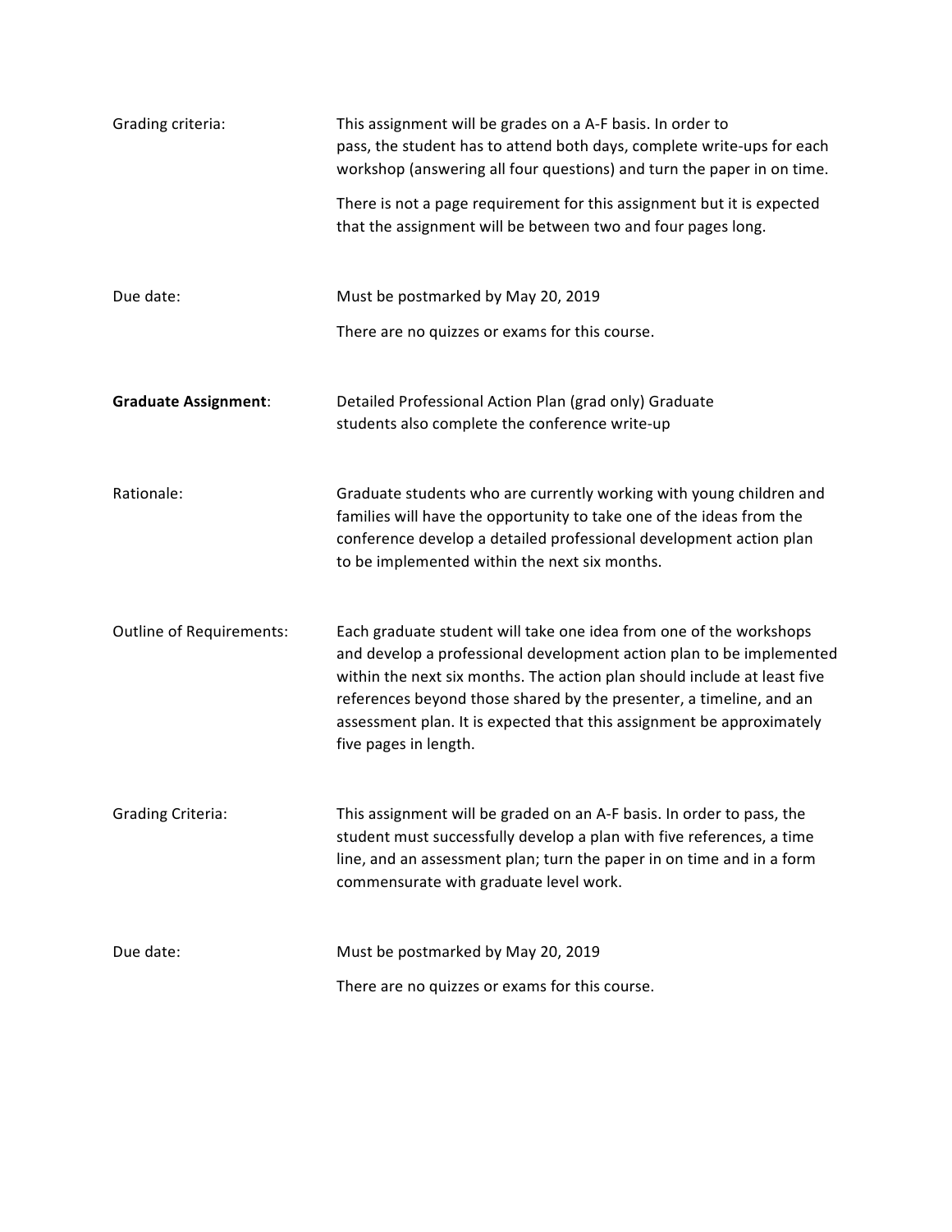Grading criteria: This assignment will be grades on a A-F basis. In order to pass, the student has to attend both days, complete write-ups for each workshop (answering all four questions) and turn the paper in on time.

There is not a page requirement for this assignment but it is expected that the assignment will be between two and four pages long.

Due date: Must be postmarked by May 20, 2019

There are no quizzes or exams for this course.

**Graduate Assignment**: Detailed Professional Action Plan (grad only) Graduate students also complete the conference write-up

Rationale: Graduate students who are currently working with young children and families will have the opportunity to take one of the ideas from the conference develop a detailed professional development action plan to be implemented within the next six months.

Outline of Requirements: Each graduate student will take one idea from one of the workshops and develop a professional development action plan to be implemented within the next six months. The action plan should include at least five references beyond those shared by the presenter, a timeline, and an assessment plan. It is expected that this assignment be approximately five pages in length.

Grading Criteria: This assignment will be graded on an A-F basis. In order to pass, the student must successfully develop a plan with five references, a time line, and an assessment plan; turn the paper in on time and in a form commensurate with graduate level work.

Due date: Must be postmarked by May 20, 2019

There are no quizzes or exams for this course.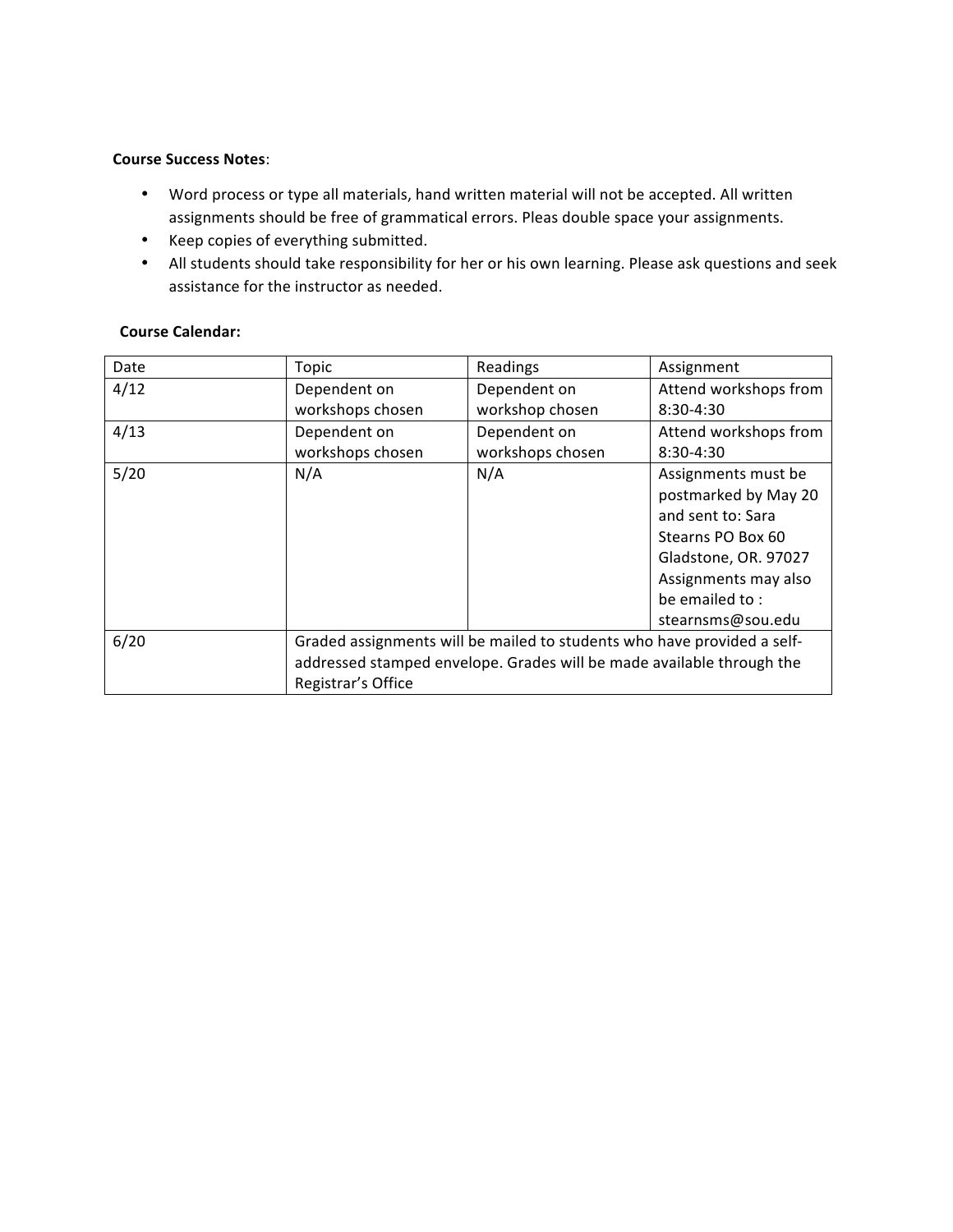**Course Success Notes**:

- Word process or type all materials, hand written material will not be accepted. All written assignments should be free of grammatical errors. Pleas double space your assignments.
- Keep copies of everything submitted.
- All students should take responsibility for her or his own learning. Please ask questions and seek assistance for the instructor as needed.

**Course Calendar:**

| Date | Topic | Readings | Assignment |
|---|---|---|---|
| 4/12 | Dependent on workshops chosen | Dependent on workshop chosen | Attend workshops from 8:30-4:30 |
| 4/13 | Dependent on workshops chosen | Dependent on workshops chosen | Attend workshops from 8:30-4:30 |
| 5/20 | N/A | N/A | Assignments must be postmarked by May 20 and sent to: Sara Stearns PO Box 60 Gladstone, OR. 97027 Assignments may also be emailed to : stearnsms@sou.edu |
| 6/20 | Graded assignments will be mailed to students who have provided a self-addressed stamped envelope. Grades will be made available through the Registrar's Office | | |